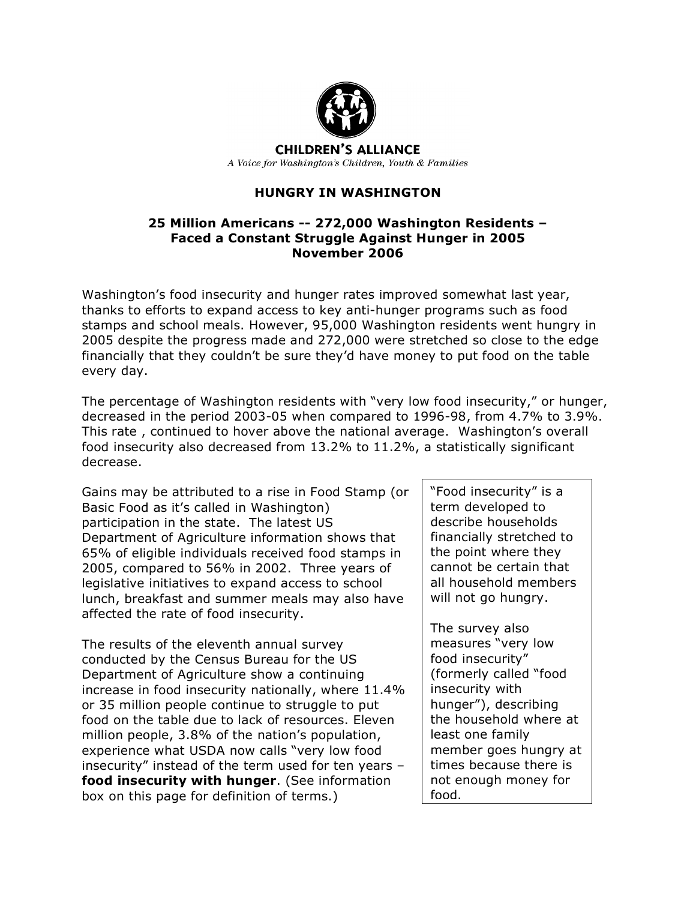**CHILDREN'S ALLIANCE**

*A Voice for Washington's Children, Youth & Families*

# HUNGRY IN WASHINGTON

## 25 Million Americans -- 272,000 Washington Residents – Faced a Constant Struggle Against Hunger in 2005 November 2006

Washington's food insecurity and hunger rates improved somewhat last year, thanks to efforts to expand access to key anti-hunger programs such as food stamps and school meals. However, 95,000 Washington residents went hungry in 2005 despite the progress made and 272,000 were stretched so close to the edge financially that they couldn't be sure they'd have money to put food on the table every day.

The percentage of Washington residents with "very low food insecurity," or hunger, decreased in the period 2003-05 when compared to 1996-98, from 4.7% to 3.9%. This rate , continued to hover above the national average. Washington's overall food insecurity also decreased from 13.2% to 11.2%, a statistically significant decrease.

Gains may be attributed to a rise in Food Stamp (or Basic Food as it's called in Washington) participation in the state. The latest US Department of Agriculture information shows that 65% of eligible individuals received food stamps in 2005, compared to 56% in 2002. Three years of legislative initiatives to expand access to school lunch, breakfast and summer meals may also have affected the rate of food insecurity.

The results of the eleventh annual survey conducted by the Census Bureau for the US Department of Agriculture show a continuing increase in food insecurity nationally, where 11.4% or 35 million people continue to struggle to put food on the table due to lack of resources. Eleven million people, 3.8% of the nation's population, experience what USDA now calls "very low food insecurity" instead of the term used for ten years – **food insecurity with hunger**. (See information box on this page for definition of terms.)

> "Food insecurity" is a term developed to describe households financially stretched to the point where they cannot be certain that all household members will not go hungry.
>
> The survey also measures "very low food insecurity" (formerly called "food insecurity with hunger"), describing the household where at least one family member goes hungry at times because there is not enough money for food.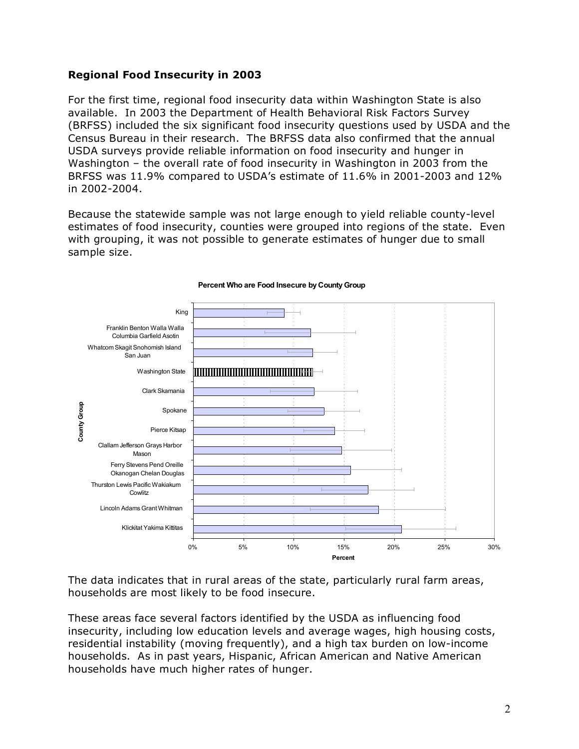### Regional Food Insecurity in 2003

For the first time, regional food insecurity data within Washington State is also available. In 2003 the Department of Health Behavioral Risk Factors Survey (BRFSS) included the six significant food insecurity questions used by USDA and the Census Bureau in their research. The BRFSS data also confirmed that the annual USDA surveys provide reliable information on food insecurity and hunger in Washington – the overall rate of food insecurity in Washington in 2003 from the BRFSS was 11.9% compared to USDA's estimate of 11.6% in 2001-2003 and 12% in 2002-2004.

Because the statewide sample was not large enough to yield reliable county-level estimates of food insecurity, counties were grouped into regions of the state. Even with grouping, it was not possible to generate estimates of hunger due to small sample size.

**Percent Who are Food Insecure by County Group**

| County Group |
|---|
| King |
| Franklin Benton Walla Walla Columbia Garfield Asotin |
| Whatcom Skagit Snohomish Island San Juan |
| Washington State |
| Clark Skamania |
| Spokane |
| Pierce Kitsap |
| Clallam Jefferson Grays Harbor Mason |
| Ferry Stevens Pend Oreille Okanogan Chelan Douglas |
| Thurston Lewis Pacific Wakiakum Cowlitz |
| Lincoln Adams Grant Whitman |
| Klickitat Yakima Kittitas |

Percent: 0% 5% 10% 15% 20% 25% 30%

The data indicates that in rural areas of the state, particularly rural farm areas, households are most likely to be food insecure.

These areas face several factors identified by the USDA as influencing food insecurity, including low education levels and average wages, high housing costs, residential instability (moving frequently), and a high tax burden on low-income households. As in past years, Hispanic, African American and Native American households have much higher rates of hunger.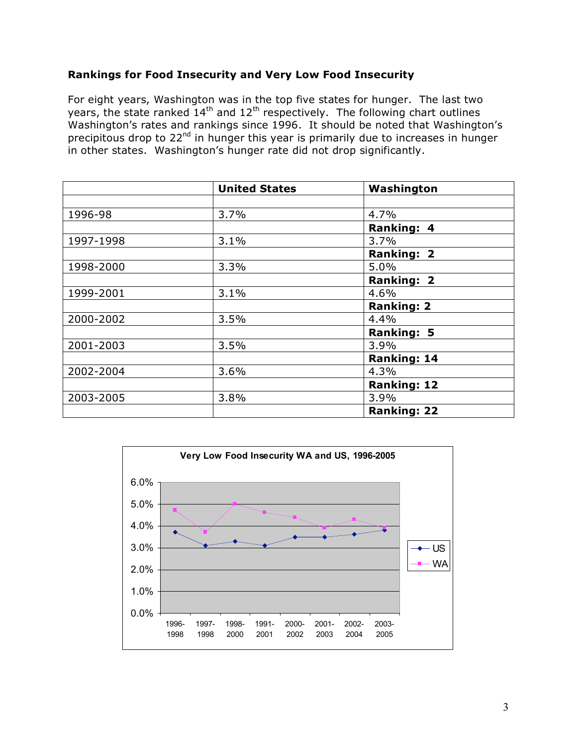**Rankings for Food Insecurity and Very Low Food Insecurity**

For eight years, Washington was in the top five states for hunger. The last two years, the state ranked 14th and 12th respectively. The following chart outlines Washington's rates and rankings since 1996. It should be noted that Washington's precipitous drop to 22nd in hunger this year is primarily due to increases in hunger in other states. Washington's hunger rate did not drop significantly.

| | **United States** | **Washington** |
|---|---|---|
| | | |
| 1996-98 | 3.7% | 4.7% |
| | | **Ranking: 4** |
| 1997-1998 | 3.1% | 3.7% |
| | | **Ranking: 2** |
| 1998-2000 | 3.3% | 5.0% |
| | | **Ranking: 2** |
| 1999-2001 | 3.1% | 4.6% |
| | | **Ranking: 2** |
| 2000-2002 | 3.5% | 4.4% |
| | | **Ranking: 5** |
| 2001-2003 | 3.5% | 3.9% |
| | | **Ranking: 14** |
| 2002-2004 | 3.6% | 4.3% |
| | | **Ranking: 12** |
| 2003-2005 | 3.8% | 3.9% |
| | | **Ranking: 22** |

**Very Low Food Insecurity WA and US, 1996-2005**

| | 1996-1998 | 1997-1998 | 1998-2000 | 1991-2001 | 2000-2002 | 2001-2003 | 2002-2004 | 2003-2005 |
|---|---|---|---|---|---|---|---|---|
| US | 3.7% | 3.1% | 3.3% | 3.1% | 3.5% | 3.5% | 3.6% | 3.8% |
| WA | 4.7% | 3.7% | 5.0% | 4.6% | 4.4% | 3.9% | 4.3% | 3.9% |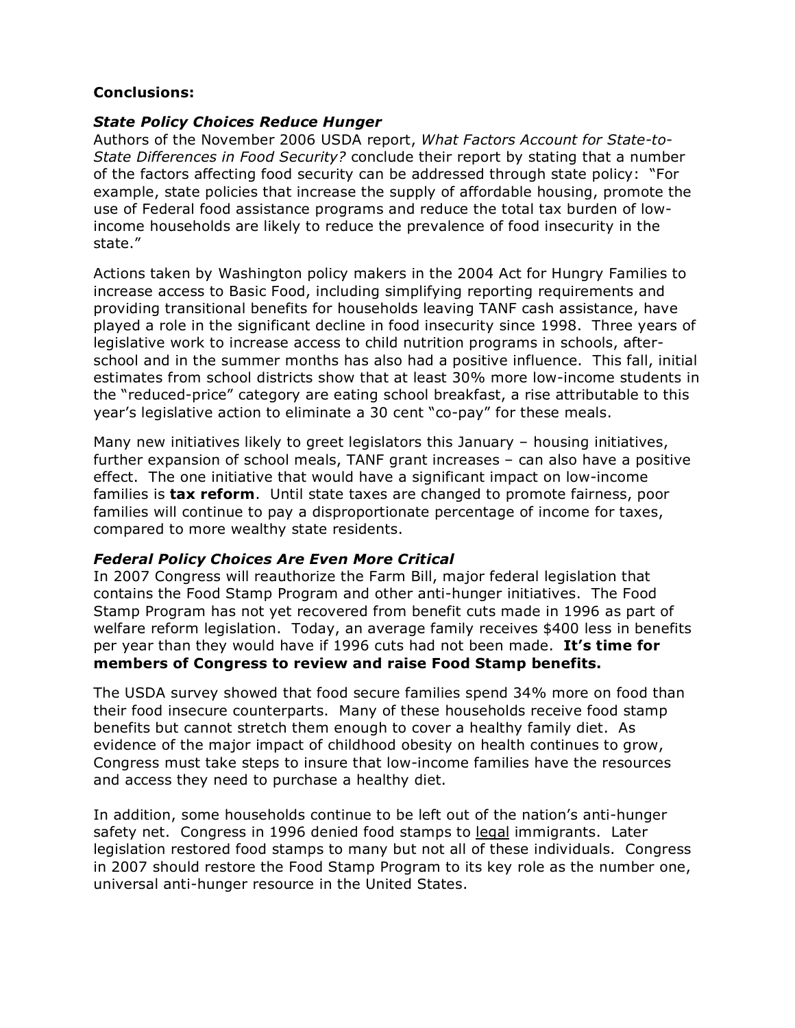**Conclusions:**

***State Policy Choices Reduce Hunger***

Authors of the November 2006 USDA report, *What Factors Account for State-to-State Differences in Food Security?* conclude their report by stating that a number of the factors affecting food security can be addressed through state policy: "For example, state policies that increase the supply of affordable housing, promote the use of Federal food assistance programs and reduce the total tax burden of low-income households are likely to reduce the prevalence of food insecurity in the state."

Actions taken by Washington policy makers in the 2004 Act for Hungry Families to increase access to Basic Food, including simplifying reporting requirements and providing transitional benefits for households leaving TANF cash assistance, have played a role in the significant decline in food insecurity since 1998. Three years of legislative work to increase access to child nutrition programs in schools, after-school and in the summer months has also had a positive influence. This fall, initial estimates from school districts show that at least 30% more low-income students in the "reduced-price" category are eating school breakfast, a rise attributable to this year's legislative action to eliminate a 30 cent "co-pay" for these meals.

Many new initiatives likely to greet legislators this January – housing initiatives, further expansion of school meals, TANF grant increases – can also have a positive effect. The one initiative that would have a significant impact on low-income families is **tax reform**. Until state taxes are changed to promote fairness, poor families will continue to pay a disproportionate percentage of income for taxes, compared to more wealthy state residents.

***Federal Policy Choices Are Even More Critical***

In 2007 Congress will reauthorize the Farm Bill, major federal legislation that contains the Food Stamp Program and other anti-hunger initiatives. The Food Stamp Program has not yet recovered from benefit cuts made in 1996 as part of welfare reform legislation. Today, an average family receives $400 less in benefits per year than they would have if 1996 cuts had not been made. **It's time for members of Congress to review and raise Food Stamp benefits.**

The USDA survey showed that food secure families spend 34% more on food than their food insecure counterparts. Many of these households receive food stamp benefits but cannot stretch them enough to cover a healthy family diet. As evidence of the major impact of childhood obesity on health continues to grow, Congress must take steps to insure that low-income families have the resources and access they need to purchase a healthy diet.

In addition, some households continue to be left out of the nation's anti-hunger safety net. Congress in 1996 denied food stamps to legal immigrants. Later legislation restored food stamps to many but not all of these individuals. Congress in 2007 should restore the Food Stamp Program to its key role as the number one, universal anti-hunger resource in the United States.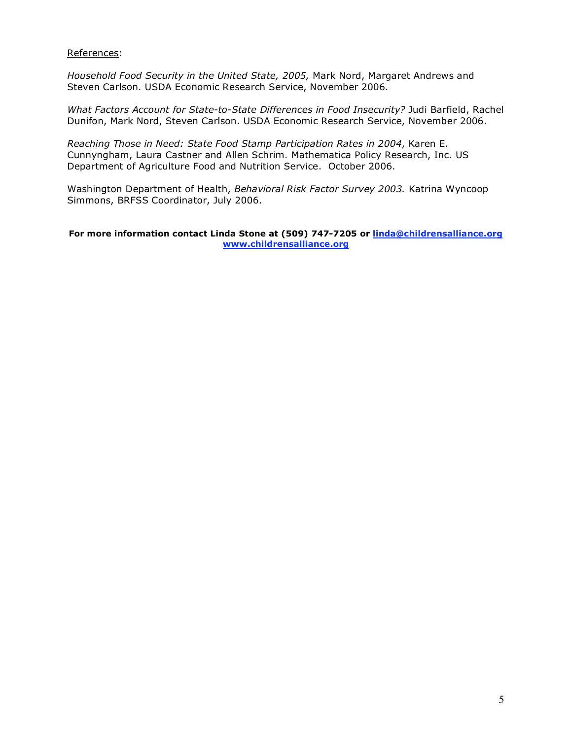References:

*Household Food Security in the United State, 2005,* Mark Nord, Margaret Andrews and Steven Carlson. USDA Economic Research Service, November 2006.

*What Factors Account for State-to-State Differences in Food Insecurity?* Judi Barfield, Rachel Dunifon, Mark Nord, Steven Carlson. USDA Economic Research Service, November 2006.

*Reaching Those in Need: State Food Stamp Participation Rates in 2004*, Karen E. Cunnyngham, Laura Castner and Allen Schrim. Mathematica Policy Research, Inc. US Department of Agriculture Food and Nutrition Service. October 2006.

Washington Department of Health, *Behavioral Risk Factor Survey 2003.* Katrina Wyncoop Simmons, BRFSS Coordinator, July 2006.

**For more information contact Linda Stone at (509) 747-7205 or linda@childrensalliance.org www.childrensalliance.org**